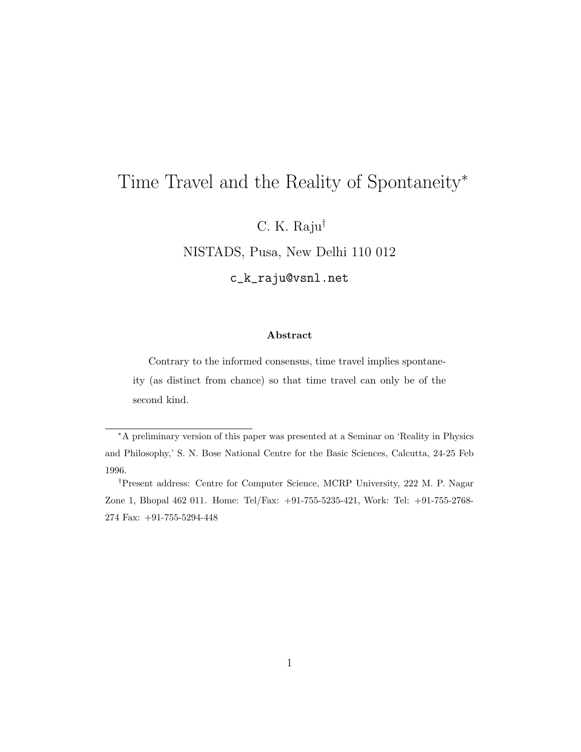# Time Travel and the Reality of Spontaneity*

C. K. Raju†

NISTADS, Pusa, New Delhi 110 012

c_k_raju@vsnl.net

### Abstract

Contrary to the informed consensus, time travel implies spontaneity (as distinct from chance) so that time travel can only be of the second kind.

---

*A preliminary version of this paper was presented at a Seminar on 'Reality in Physics and Philosophy,' S. N. Bose National Centre for the Basic Sciences, Calcutta, 24-25 Feb 1996.

†Present address: Centre for Computer Science, MCRP University, 222 M. P. Nagar Zone 1, Bhopal 462 011. Home: Tel/Fax: +91-755-5235-421, Work: Tel: +91-755-2768-274 Fax: +91-755-5294-448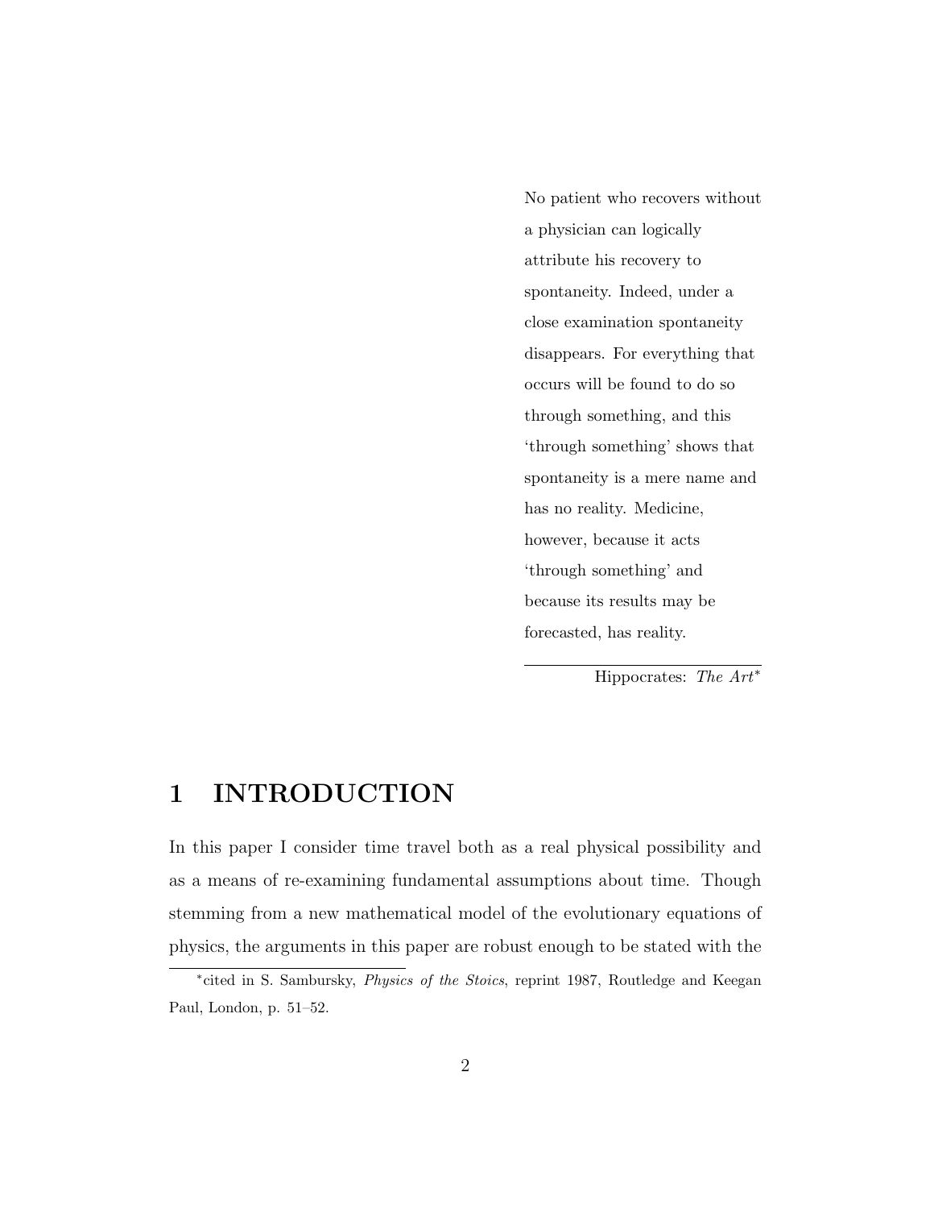> No patient who recovers without a physician can logically attribute his recovery to spontaneity. Indeed, under a close examination spontaneity disappears. For everything that occurs will be found to do so through something, and this 'through something' shows that spontaneity is a mere name and has no reality. Medicine, however, because it acts 'through something' and because its results may be forecasted, has reality.
>
> Hippocrates: *The Art*[*]

# 1 INTRODUCTION

In this paper I consider time travel both as a real physical possibility and as a means of re-examining fundamental assumptions about time. Though stemming from a new mathematical model of the evolutionary equations of physics, the arguments in this paper are robust enough to be stated with the

[*] cited in S. Sambursky, *Physics of the Stoics*, reprint 1987, Routledge and Keegan Paul, London, p. 51–52.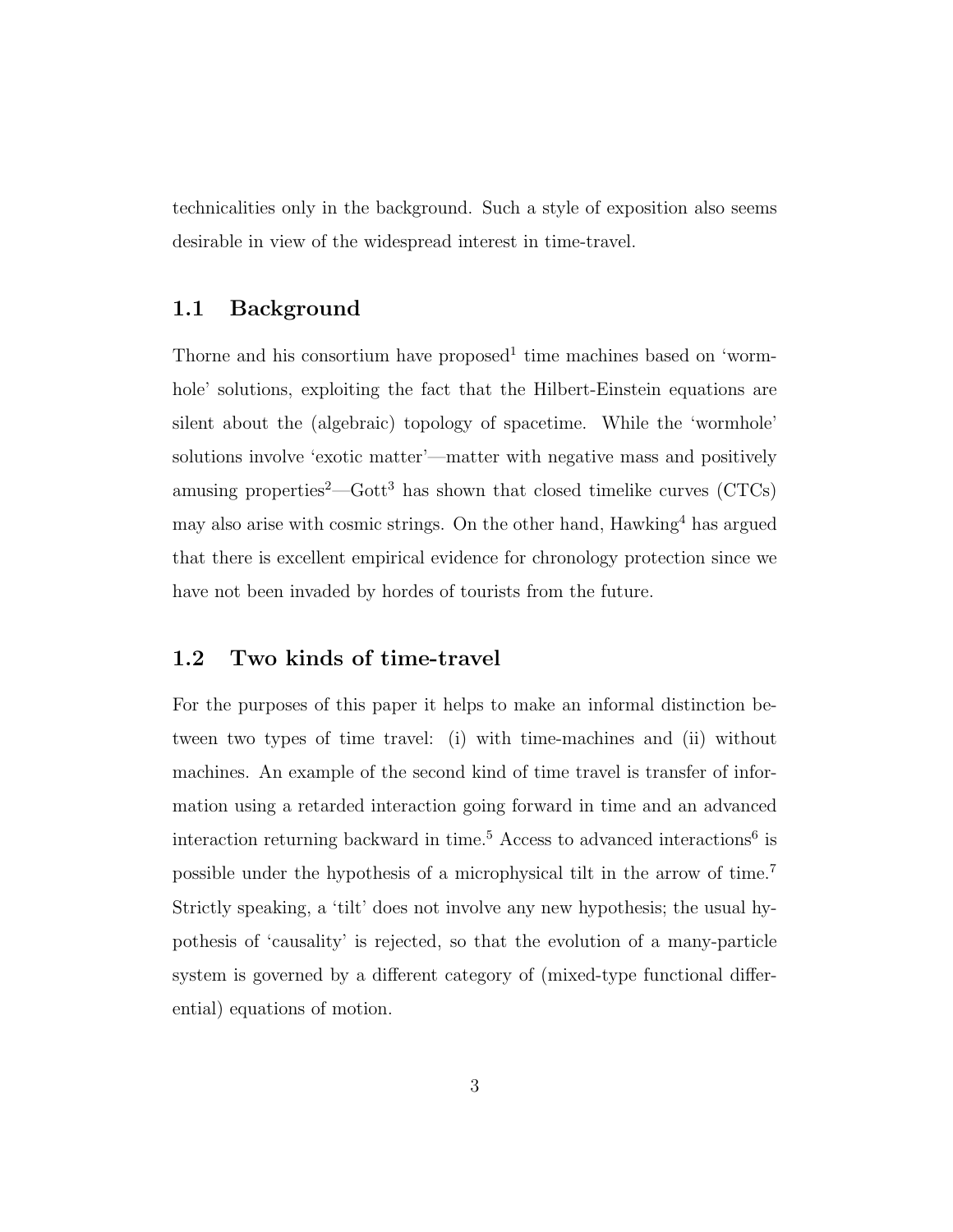technicalities only in the background. Such a style of exposition also seems desirable in view of the widespread interest in time-travel.

## 1.1 Background

Thorne and his consortium have proposed[1] time machines based on 'wormhole' solutions, exploiting the fact that the Hilbert-Einstein equations are silent about the (algebraic) topology of spacetime. While the 'wormhole' solutions involve 'exotic matter'—matter with negative mass and positively amusing properties[2]—Gott[3] has shown that closed timelike curves (CTCs) may also arise with cosmic strings. On the other hand, Hawking[4] has argued that there is excellent empirical evidence for chronology protection since we have not been invaded by hordes of tourists from the future.

## 1.2 Two kinds of time-travel

For the purposes of this paper it helps to make an informal distinction between two types of time travel: (i) with time-machines and (ii) without machines. An example of the second kind of time travel is transfer of information using a retarded interaction going forward in time and an advanced interaction returning backward in time.[5] Access to advanced interactions[6] is possible under the hypothesis of a microphysical tilt in the arrow of time.[7] Strictly speaking, a 'tilt' does not involve any new hypothesis; the usual hypothesis of 'causality' is rejected, so that the evolution of a many-particle system is governed by a different category of (mixed-type functional differential) equations of motion.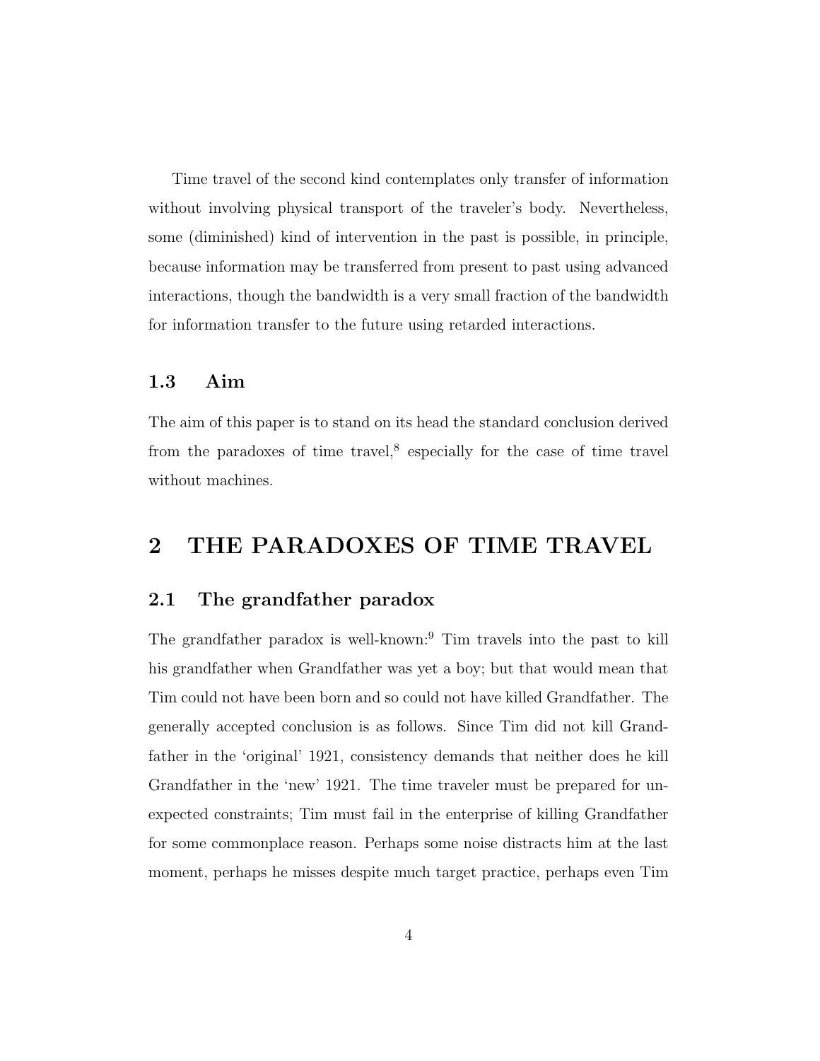Time travel of the second kind contemplates only transfer of information without involving physical transport of the traveler's body. Nevertheless, some (diminished) kind of intervention in the past is possible, in principle, because information may be transferred from present to past using advanced interactions, though the bandwidth is a very small fraction of the bandwidth for information transfer to the future using retarded interactions.

### 1.3 Aim

The aim of this paper is to stand on its head the standard conclusion derived from the paradoxes of time travel,[8] especially for the case of time travel without machines.

## 2 THE PARADOXES OF TIME TRAVEL

### 2.1 The grandfather paradox

The grandfather paradox is well-known:[9] Tim travels into the past to kill his grandfather when Grandfather was yet a boy; but that would mean that Tim could not have been born and so could not have killed Grandfather. The generally accepted conclusion is as follows. Since Tim did not kill Grandfather in the 'original' 1921, consistency demands that neither does he kill Grandfather in the 'new' 1921. The time traveler must be prepared for unexpected constraints; Tim must fail in the enterprise of killing Grandfather for some commonplace reason. Perhaps some noise distracts him at the last moment, perhaps he misses despite much target practice, perhaps even Tim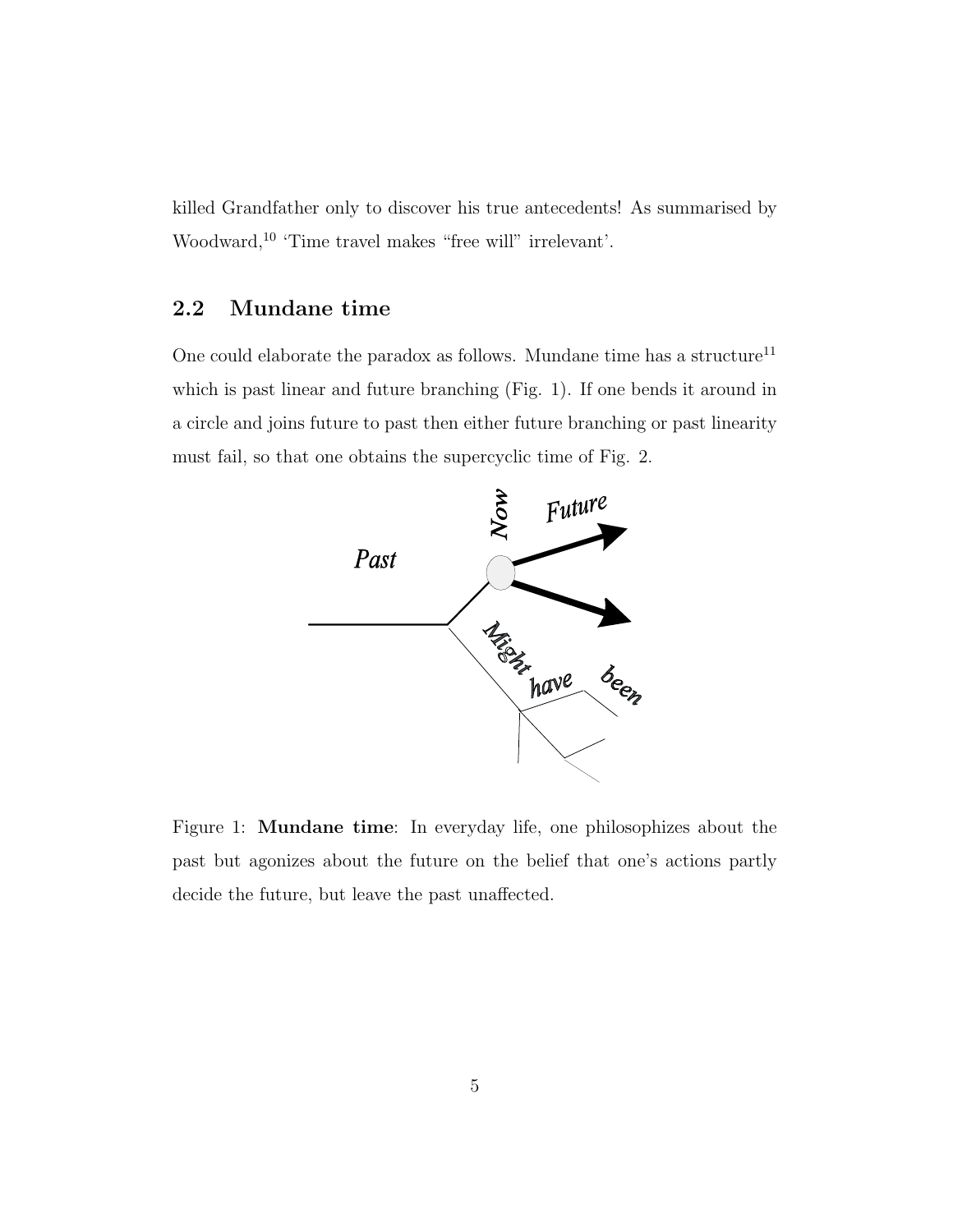killed Grandfather only to discover his true antecedents! As summarised by Woodward,[10] 'Time travel makes "free will" irrelevant'.

## 2.2 Mundane time

One could elaborate the paradox as follows. Mundane time has a structure[11] which is past linear and future branching (Fig. 1). If one bends it around in a circle and joins future to past then either future branching or past linearity must fail, so that one obtains the supercyclic time of Fig. 2.

Figure 1: **Mundane time**: In everyday life, one philosophizes about the past but agonizes about the future on the belief that one's actions partly decide the future, but leave the past unaffected.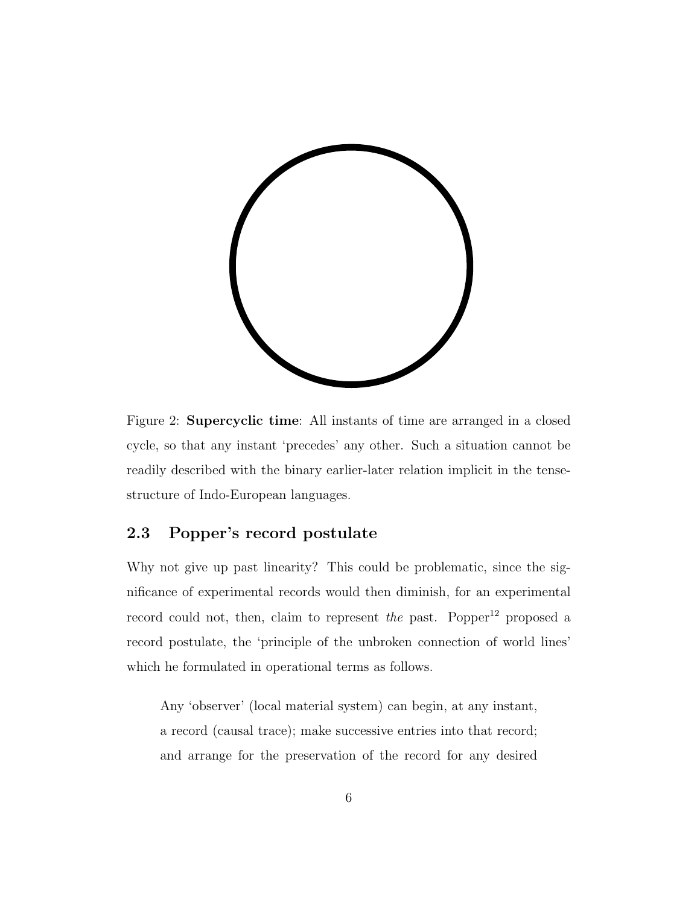Figure 2: **Supercyclic time**: All instants of time are arranged in a closed cycle, so that any instant 'precedes' any other. Such a situation cannot be readily described with the binary earlier-later relation implicit in the tense-structure of Indo-European languages.

## 2.3 Popper's record postulate

Why not give up past linearity? This could be problematic, since the significance of experimental records would then diminish, for an experimental record could not, then, claim to represent *the* past. Popper[12] proposed a record postulate, the 'principle of the unbroken connection of world lines' which he formulated in operational terms as follows.

> Any 'observer' (local material system) can begin, at any instant, a record (causal trace); make successive entries into that record; and arrange for the preservation of the record for any desired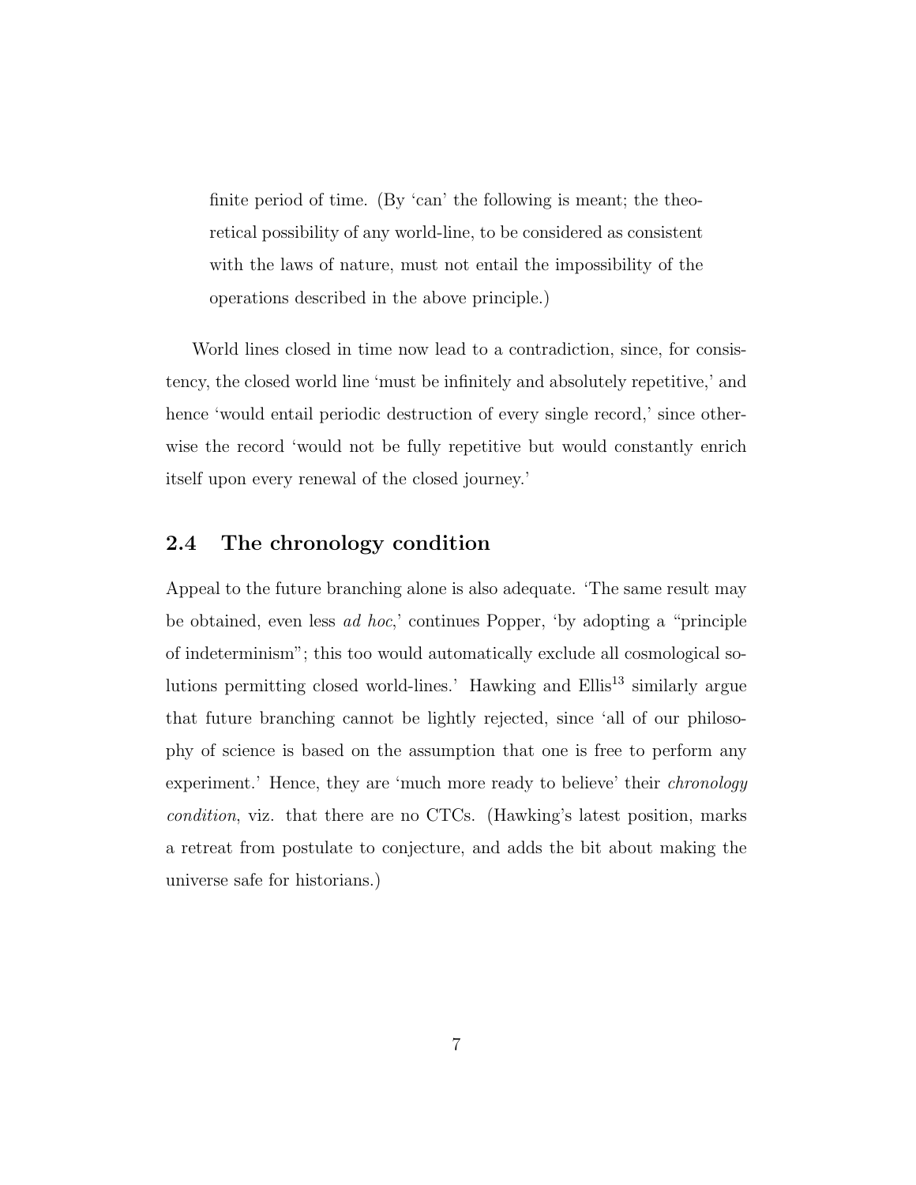> finite period of time. (By 'can' the following is meant; the theoretical possibility of any world-line, to be considered as consistent with the laws of nature, must not entail the impossibility of the operations described in the above principle.)

World lines closed in time now lead to a contradiction, since, for consistency, the closed world line 'must be infinitely and absolutely repetitive,' and hence 'would entail periodic destruction of every single record,' since otherwise the record 'would not be fully repetitive but would constantly enrich itself upon every renewal of the closed journey.'

## 2.4 The chronology condition

Appeal to the future branching alone is also adequate. 'The same result may be obtained, even less *ad hoc*,' continues Popper, 'by adopting a "principle of indeterminism"; this too would automatically exclude all cosmological solutions permitting closed world-lines.' Hawking and Ellis[13] similarly argue that future branching cannot be lightly rejected, since 'all of our philosophy of science is based on the assumption that one is free to perform any experiment.' Hence, they are 'much more ready to believe' their *chronology condition*, viz. that there are no CTCs. (Hawking's latest position, marks a retreat from postulate to conjecture, and adds the bit about making the universe safe for historians.)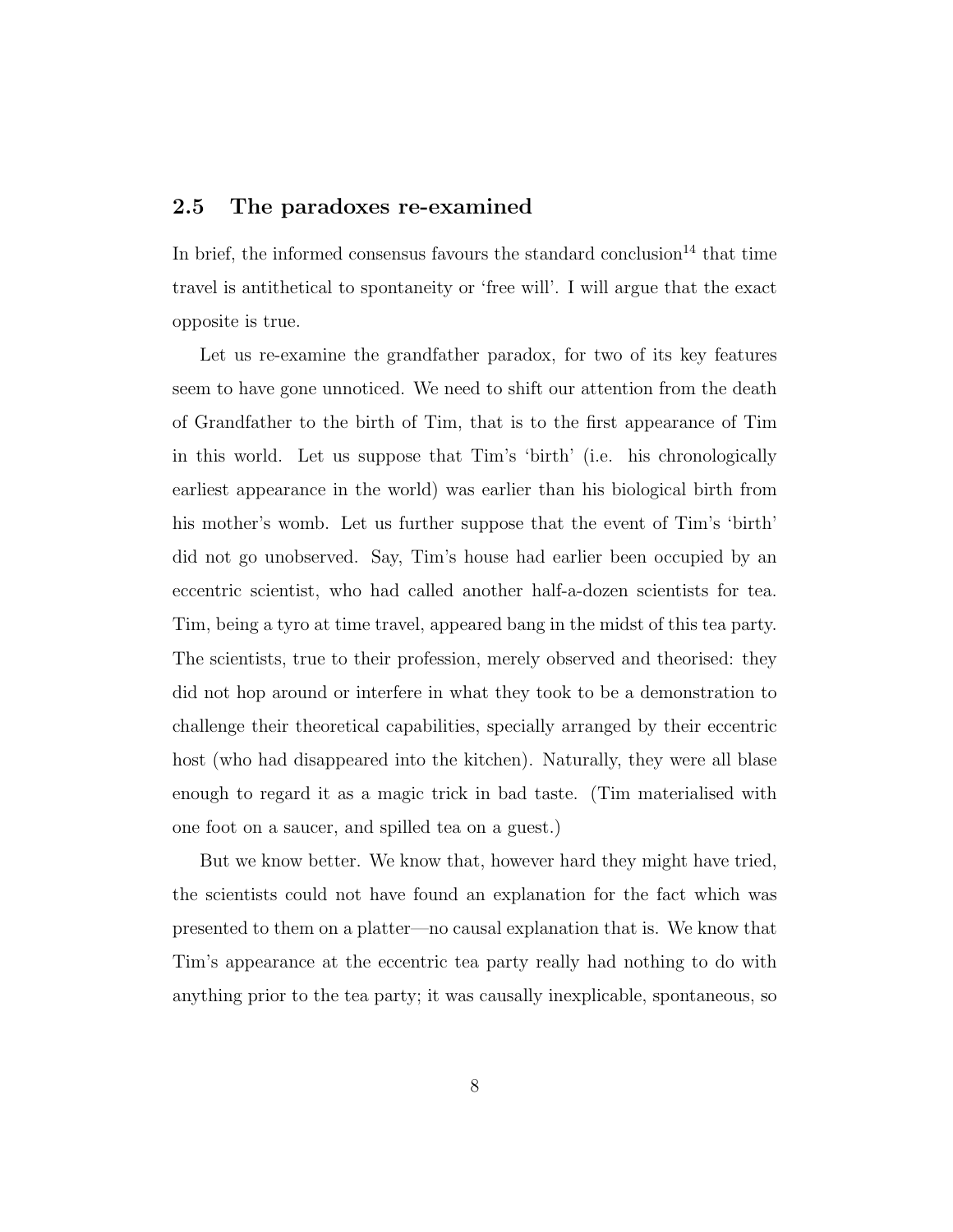## 2.5 The paradoxes re-examined

In brief, the informed consensus favours the standard conclusion[14] that time travel is antithetical to spontaneity or 'free will'. I will argue that the exact opposite is true.

Let us re-examine the grandfather paradox, for two of its key features seem to have gone unnoticed. We need to shift our attention from the death of Grandfather to the birth of Tim, that is to the first appearance of Tim in this world. Let us suppose that Tim's 'birth' (i.e. his chronologically earliest appearance in the world) was earlier than his biological birth from his mother's womb. Let us further suppose that the event of Tim's 'birth' did not go unobserved. Say, Tim's house had earlier been occupied by an eccentric scientist, who had called another half-a-dozen scientists for tea. Tim, being a tyro at time travel, appeared bang in the midst of this tea party. The scientists, true to their profession, merely observed and theorised: they did not hop around or interfere in what they took to be a demonstration to challenge their theoretical capabilities, specially arranged by their eccentric host (who had disappeared into the kitchen). Naturally, they were all blase enough to regard it as a magic trick in bad taste. (Tim materialised with one foot on a saucer, and spilled tea on a guest.)

But we know better. We know that, however hard they might have tried, the scientists could not have found an explanation for the fact which was presented to them on a platter—no causal explanation that is. We know that Tim's appearance at the eccentric tea party really had nothing to do with anything prior to the tea party; it was causally inexplicable, spontaneous, so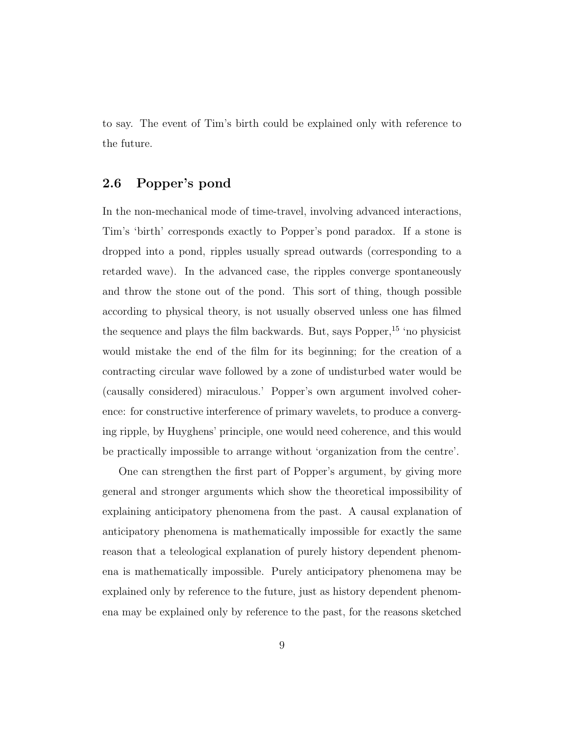to say. The event of Tim's birth could be explained only with reference to the future.

## 2.6 Popper's pond

In the non-mechanical mode of time-travel, involving advanced interactions, Tim's 'birth' corresponds exactly to Popper's pond paradox. If a stone is dropped into a pond, ripples usually spread outwards (corresponding to a retarded wave). In the advanced case, the ripples converge spontaneously and throw the stone out of the pond. This sort of thing, though possible according to physical theory, is not usually observed unless one has filmed the sequence and plays the film backwards. But, says Popper,[15] 'no physicist would mistake the end of the film for its beginning; for the creation of a contracting circular wave followed by a zone of undisturbed water would be (causally considered) miraculous.' Popper's own argument involved coherence: for constructive interference of primary wavelets, to produce a converging ripple, by Huyghens' principle, one would need coherence, and this would be practically impossible to arrange without 'organization from the centre'.

One can strengthen the first part of Popper's argument, by giving more general and stronger arguments which show the theoretical impossibility of explaining anticipatory phenomena from the past. A causal explanation of anticipatory phenomena is mathematically impossible for exactly the same reason that a teleological explanation of purely history dependent phenomena is mathematically impossible. Purely anticipatory phenomena may be explained only by reference to the future, just as history dependent phenomena may be explained only by reference to the past, for the reasons sketched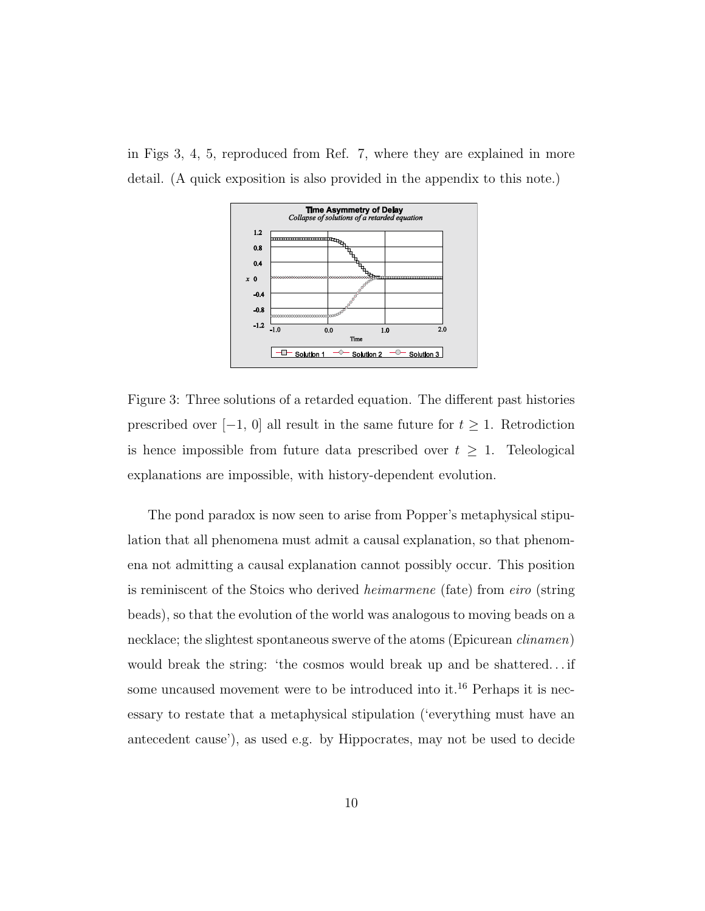in Figs 3, 4, 5, reproduced from Ref. 7, where they are explained in more detail. (A quick exposition is also provided in the appendix to this note.)

Figure 3: Three solutions of a retarded equation. The different past histories prescribed over $[-1, 0]$ all result in the same future for $t \geq 1$. Retrodiction is hence impossible from future data prescribed over $t \geq 1$. Teleological explanations are impossible, with history-dependent evolution.

The pond paradox is now seen to arise from Popper's metaphysical stipulation that all phenomena must admit a causal explanation, so that phenomena not admitting a causal explanation cannot possibly occur. This position is reminiscent of the Stoics who derived *heimarmene* (fate) from *eiro* (string beads), so that the evolution of the world was analogous to moving beads on a necklace; the slightest spontaneous swerve of the atoms (Epicurean *clinamen*) would break the string: 'the cosmos would break up and be shattered. . . if some uncaused movement were to be introduced into it.[16] Perhaps it is necessary to restate that a metaphysical stipulation ('everything must have an antecedent cause'), as used e.g. by Hippocrates, may not be used to decide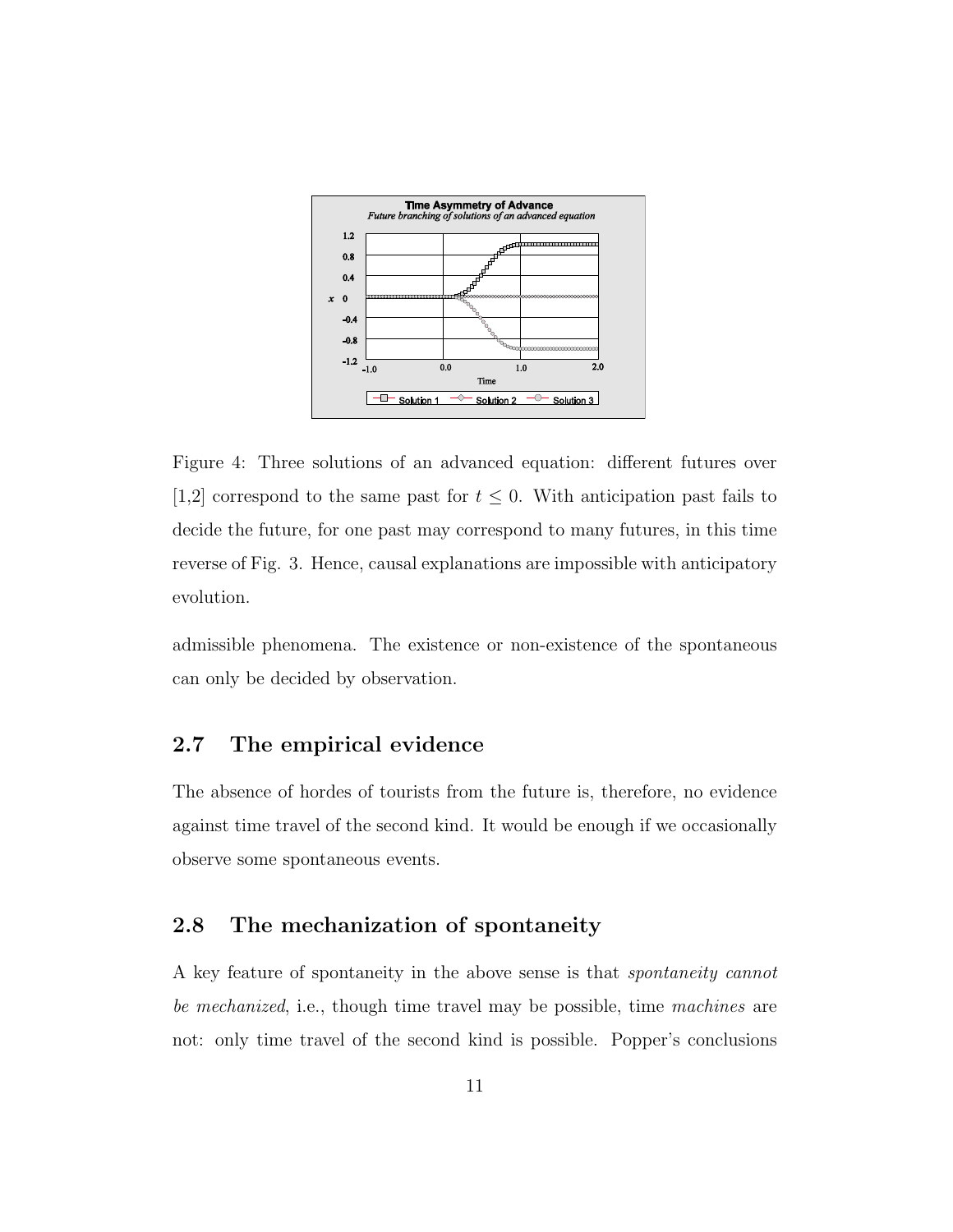Figure 4: Three solutions of an advanced equation: different futures over [1,2] correspond to the same past for $t \leq 0$. With anticipation past fails to decide the future, for one past may correspond to many futures, in this time reverse of Fig. 3. Hence, causal explanations are impossible with anticipatory evolution.

admissible phenomena. The existence or non-existence of the spontaneous can only be decided by observation.

## 2.7 The empirical evidence

The absence of hordes of tourists from the future is, therefore, no evidence against time travel of the second kind. It would be enough if we occasionally observe some spontaneous events.

## 2.8 The mechanization of spontaneity

A key feature of spontaneity in the above sense is that *spontaneity cannot be mechanized*, i.e., though time travel may be possible, time *machines* are not: only time travel of the second kind is possible. Popper's conclusions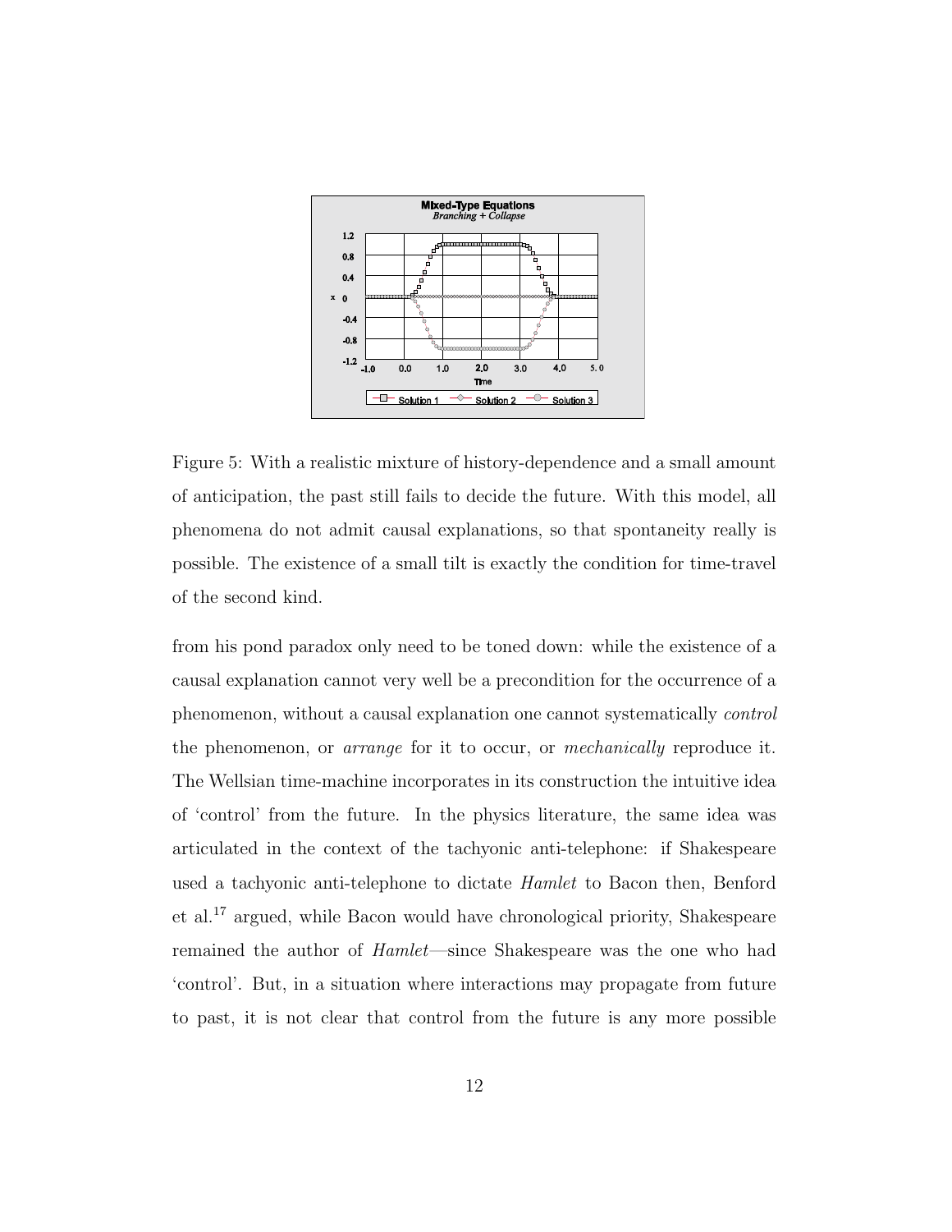Figure 5: With a realistic mixture of history-dependence and a small amount of anticipation, the past still fails to decide the future. With this model, all phenomena do not admit causal explanations, so that spontaneity really is possible. The existence of a small tilt is exactly the condition for time-travel of the second kind.

from his pond paradox only need to be toned down: while the existence of a causal explanation cannot very well be a precondition for the occurrence of a phenomenon, without a causal explanation one cannot systematically *control* the phenomenon, or *arrange* for it to occur, or *mechanically* reproduce it. The Wellsian time-machine incorporates in its construction the intuitive idea of 'control' from the future. In the physics literature, the same idea was articulated in the context of the tachyonic anti-telephone: if Shakespeare used a tachyonic anti-telephone to dictate *Hamlet* to Bacon then, Benford et al.[17] argued, while Bacon would have chronological priority, Shakespeare remained the author of *Hamlet*—since Shakespeare was the one who had 'control'. But, in a situation where interactions may propagate from future to past, it is not clear that control from the future is any more possible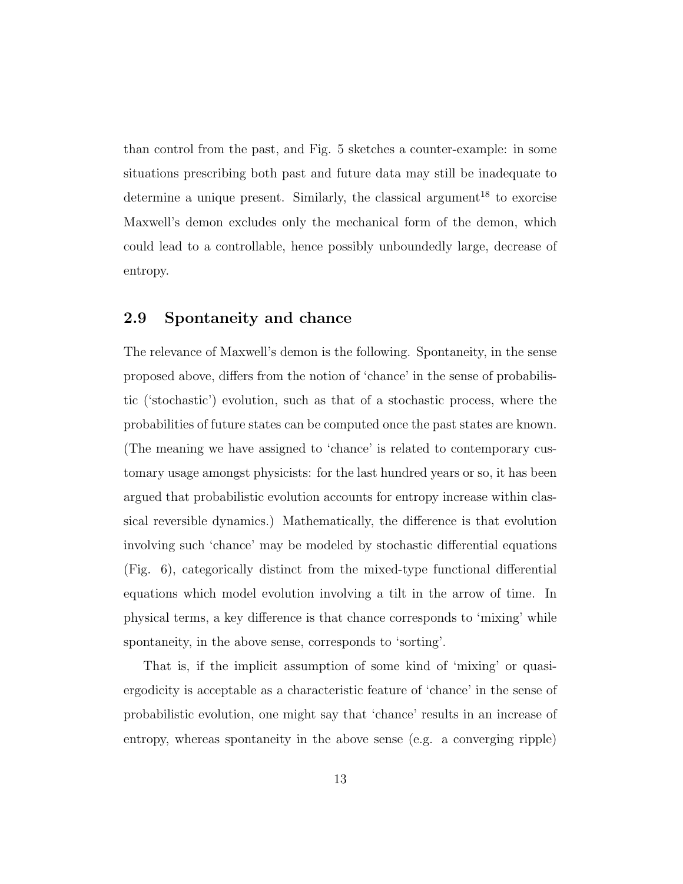than control from the past, and Fig. 5 sketches a counter-example: in some situations prescribing both past and future data may still be inadequate to determine a unique present. Similarly, the classical argument[18] to exorcise Maxwell's demon excludes only the mechanical form of the demon, which could lead to a controllable, hence possibly unboundedly large, decrease of entropy.

## 2.9 Spontaneity and chance

The relevance of Maxwell's demon is the following. Spontaneity, in the sense proposed above, differs from the notion of 'chance' in the sense of probabilistic ('stochastic') evolution, such as that of a stochastic process, where the probabilities of future states can be computed once the past states are known. (The meaning we have assigned to 'chance' is related to contemporary customary usage amongst physicists: for the last hundred years or so, it has been argued that probabilistic evolution accounts for entropy increase within classical reversible dynamics.) Mathematically, the difference is that evolution involving such 'chance' may be modeled by stochastic differential equations (Fig. 6), categorically distinct from the mixed-type functional differential equations which model evolution involving a tilt in the arrow of time. In physical terms, a key difference is that chance corresponds to 'mixing' while spontaneity, in the above sense, corresponds to 'sorting'.

That is, if the implicit assumption of some kind of 'mixing' or quasi-ergodicity is acceptable as a characteristic feature of 'chance' in the sense of probabilistic evolution, one might say that 'chance' results in an increase of entropy, whereas spontaneity in the above sense (e.g. a converging ripple)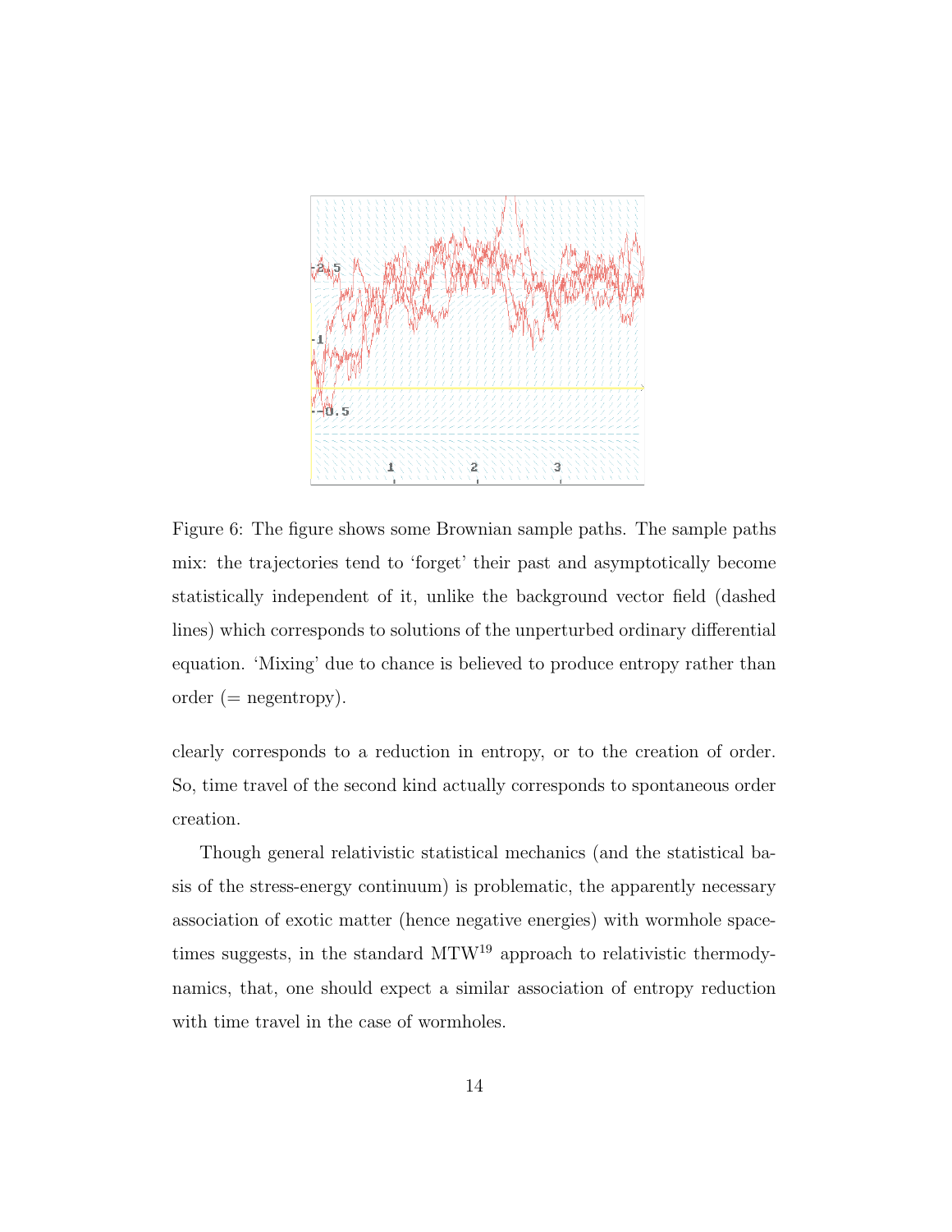Figure 6: The figure shows some Brownian sample paths. The sample paths mix: the trajectories tend to 'forget' their past and asymptotically become statistically independent of it, unlike the background vector field (dashed lines) which corresponds to solutions of the unperturbed ordinary differential equation. 'Mixing' due to chance is believed to produce entropy rather than order (= negentropy).

clearly corresponds to a reduction in entropy, or to the creation of order. So, time travel of the second kind actually corresponds to spontaneous order creation.

Though general relativistic statistical mechanics (and the statistical basis of the stress-energy continuum) is problematic, the apparently necessary association of exotic matter (hence negative energies) with wormhole spacetimes suggests, in the standard MTW[19] approach to relativistic thermodynamics, that, one should expect a similar association of entropy reduction with time travel in the case of wormholes.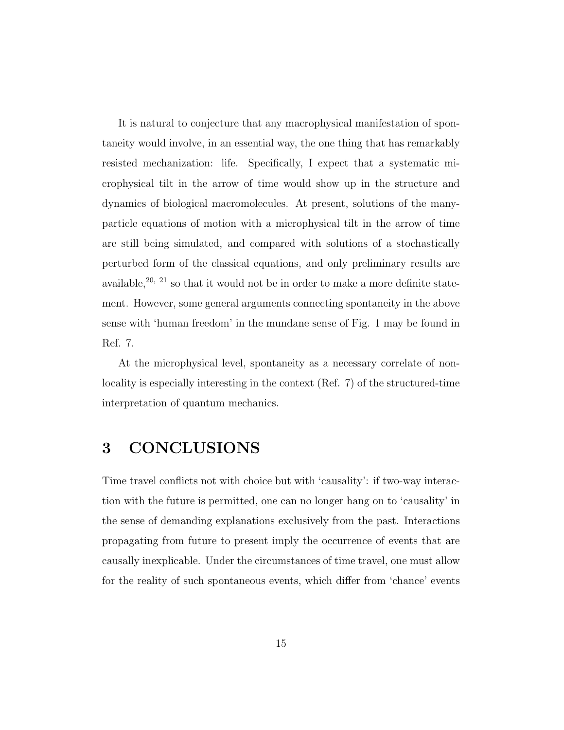It is natural to conjecture that any macrophysical manifestation of spontaneity would involve, in an essential way, the one thing that has remarkably resisted mechanization: life. Specifically, I expect that a systematic microphysical tilt in the arrow of time would show up in the structure and dynamics of biological macromolecules. At present, solutions of the many-particle equations of motion with a microphysical tilt in the arrow of time are still being simulated, and compared with solutions of a stochastically perturbed form of the classical equations, and only preliminary results are available,[20, 21] so that it would not be in order to make a more definite statement. However, some general arguments connecting spontaneity in the above sense with 'human freedom' in the mundane sense of Fig. 1 may be found in Ref. 7.

At the microphysical level, spontaneity as a necessary correlate of non-locality is especially interesting in the context (Ref. 7) of the structured-time interpretation of quantum mechanics.

## 3 CONCLUSIONS

Time travel conflicts not with choice but with 'causality': if two-way interaction with the future is permitted, one can no longer hang on to 'causality' in the sense of demanding explanations exclusively from the past. Interactions propagating from future to present imply the occurrence of events that are causally inexplicable. Under the circumstances of time travel, one must allow for the reality of such spontaneous events, which differ from 'chance' events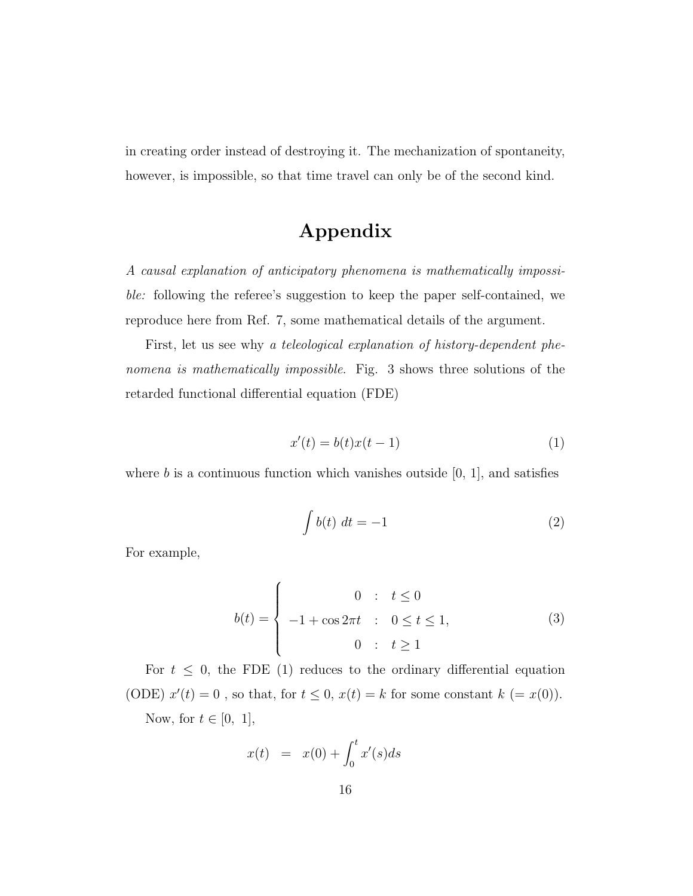in creating order instead of destroying it. The mechanization of spontaneity, however, is impossible, so that time travel can only be of the second kind.

# Appendix

*A causal explanation of anticipatory phenomena is mathematically impossible:* following the referee's suggestion to keep the paper self-contained, we reproduce here from Ref. 7, some mathematical details of the argument.

First, let us see why *a teleological explanation of history-dependent phenomena is mathematically impossible*. Fig. 3 shows three solutions of the retarded functional differential equation (FDE)

$$x'(t) = b(t)x(t-1) \tag{1}$$

where $b$ is a continuous function which vanishes outside [0, 1], and satisfies

$$\int b(t)\ dt = -1 \tag{2}$$

For example,

$$b(t) = \begin{cases} 0 & : \quad t \leq 0 \\ -1 + \cos 2\pi t & : \quad 0 \leq t \leq 1, \\ 0 & : \quad t \geq 1 \end{cases} \tag{3}$$

For $t \leq 0$, the FDE (1) reduces to the ordinary differential equation (ODE) $x'(t) = 0$ , so that, for $t \leq 0$, $x(t) = k$ for some constant $k$ ($= x(0)$).

Now, for $t \in [0,\ 1]$,

$$x(t) \quad = \quad x(0) + \int_0^t x'(s)ds$$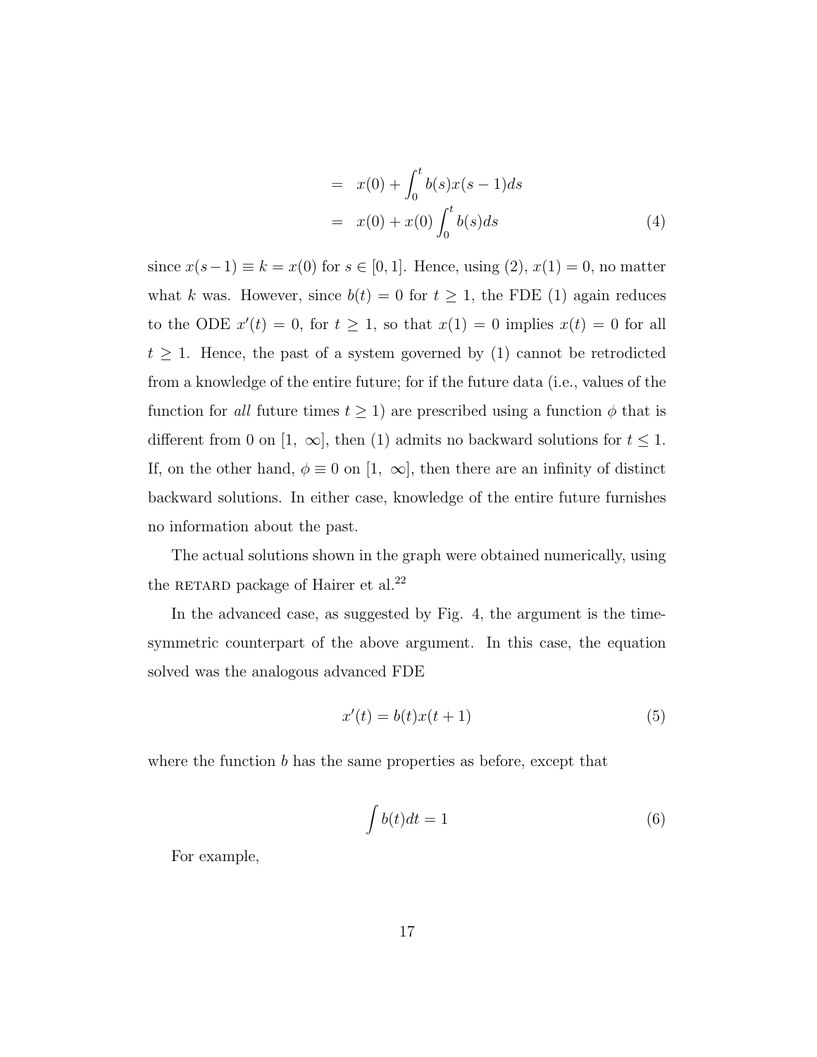$$
\begin{aligned}
&= x(0) + \int_0^t b(s)x(s-1)ds \\
&= x(0) + x(0)\int_0^t b(s)ds \qquad (4)
\end{aligned}
$$

since $x(s-1) \equiv k = x(0)$ for $s \in [0, 1]$. Hence, using (2), $x(1) = 0$, no matter what $k$ was. However, since $b(t) = 0$ for $t \geq 1$, the FDE (1) again reduces to the ODE $x'(t) = 0$, for $t \geq 1$, so that $x(1) = 0$ implies $x(t) = 0$ for all $t \geq 1$. Hence, the past of a system governed by (1) cannot be retrodicted from a knowledge of the entire future; for if the future data (i.e., values of the function for *all* future times $t \geq 1$) are prescribed using a function $\phi$ that is different from 0 on $[1,\ \infty]$, then (1) admits no backward solutions for $t \leq 1$. If, on the other hand, $\phi \equiv 0$ on $[1,\ \infty]$, then there are an infinity of distinct backward solutions. In either case, knowledge of the entire future furnishes no information about the past.

The actual solutions shown in the graph were obtained numerically, using the RETARD package of Hairer et al.[22]

In the advanced case, as suggested by Fig. 4, the argument is the time-symmetric counterpart of the above argument. In this case, the equation solved was the analogous advanced FDE

$$
x'(t) = b(t)x(t+1) \qquad (5)
$$

where the function $b$ has the same properties as before, except that

$$
\int b(t)dt = 1 \qquad (6)
$$

For example,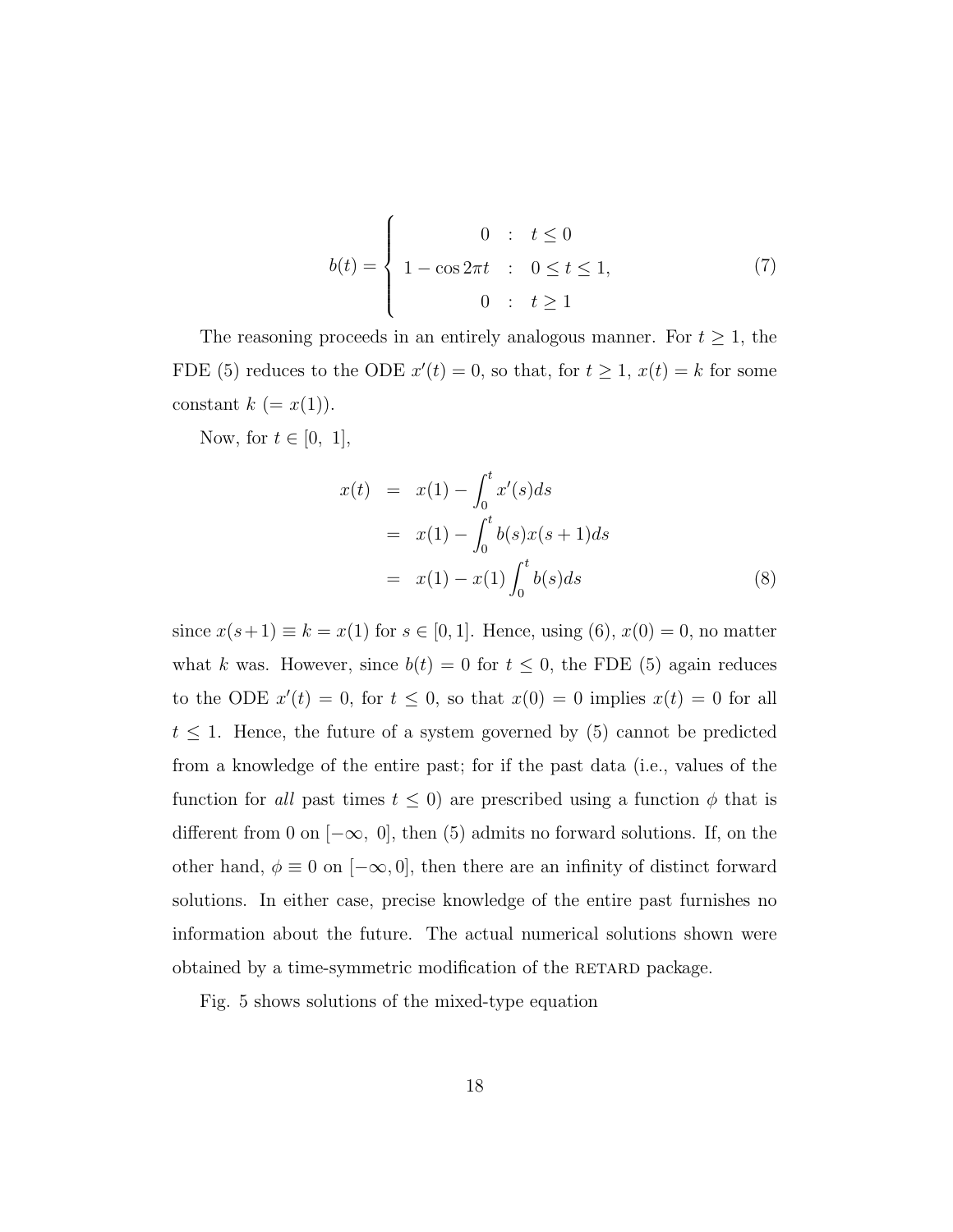$$
b(t) = \begin{cases} 0 & : \quad t \leq 0 \\ 1 - \cos 2\pi t & : \quad 0 \leq t \leq 1, \\ 0 & : \quad t \geq 1 \end{cases} \tag{7}
$$

The reasoning proceeds in an entirely analogous manner. For $t \geq 1$, the FDE (5) reduces to the ODE $x'(t) = 0$, so that, for $t \geq 1$, $x(t) = k$ for some constant $k$ $(= x(1))$.

Now, for $t \in [0,\ 1]$,

$$
\begin{aligned}
x(t) &= x(1) - \int_0^t x'(s)ds \\
&= x(1) - \int_0^t b(s)x(s+1)ds \\
&= x(1) - x(1)\int_0^t b(s)ds
\end{aligned} \tag{8}
$$

since $x(s+1) \equiv k = x(1)$ for $s \in [0, 1]$. Hence, using (6), $x(0) = 0$, no matter what $k$ was. However, since $b(t) = 0$ for $t \leq 0$, the FDE (5) again reduces to the ODE $x'(t) = 0$, for $t \leq 0$, so that $x(0) = 0$ implies $x(t) = 0$ for all $t \leq 1$. Hence, the future of a system governed by (5) cannot be predicted from a knowledge of the entire past; for if the past data (i.e., values of the function for *all* past times $t \leq 0$) are prescribed using a function $\phi$ that is different from 0 on $[-\infty,\ 0]$, then (5) admits no forward solutions. If, on the other hand, $\phi \equiv 0$ on $[-\infty, 0]$, then there are an infinity of distinct forward solutions. In either case, precise knowledge of the entire past furnishes no information about the future. The actual numerical solutions shown were obtained by a time-symmetric modification of the RETARD package.

Fig. 5 shows solutions of the mixed-type equation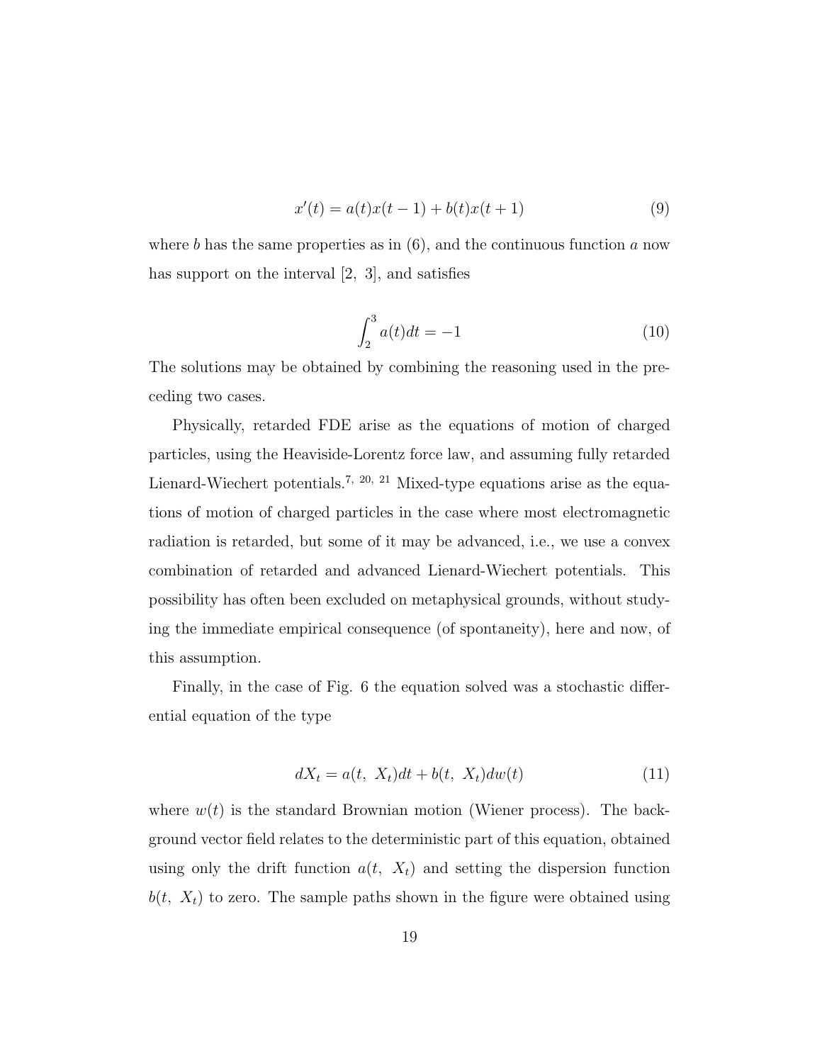$$x'(t) = a(t)x(t-1) + b(t)x(t+1) \tag{9}$$

where $b$ has the same properties as in (6), and the continuous function $a$ now has support on the interval $[2,\ 3]$, and satisfies

$$\int_2^3 a(t)dt = -1 \tag{10}$$

The solutions may be obtained by combining the reasoning used in the preceding two cases.

Physically, retarded FDE arise as the equations of motion of charged particles, using the Heaviside-Lorentz force law, and assuming fully retarded Lienard-Wiechert potentials.[7, 20, 21] Mixed-type equations arise as the equations of motion of charged particles in the case where most electromagnetic radiation is retarded, but some of it may be advanced, i.e., we use a convex combination of retarded and advanced Lienard-Wiechert potentials. This possibility has often been excluded on metaphysical grounds, without studying the immediate empirical consequence (of spontaneity), here and now, of this assumption.

Finally, in the case of Fig. 6 the equation solved was a stochastic differential equation of the type

$$dX_t = a(t,\ X_t)dt + b(t,\ X_t)dw(t) \tag{11}$$

where $w(t)$ is the standard Brownian motion (Wiener process). The background vector field relates to the deterministic part of this equation, obtained using only the drift function $a(t,\ X_t)$ and setting the dispersion function $b(t,\ X_t)$ to zero. The sample paths shown in the figure were obtained using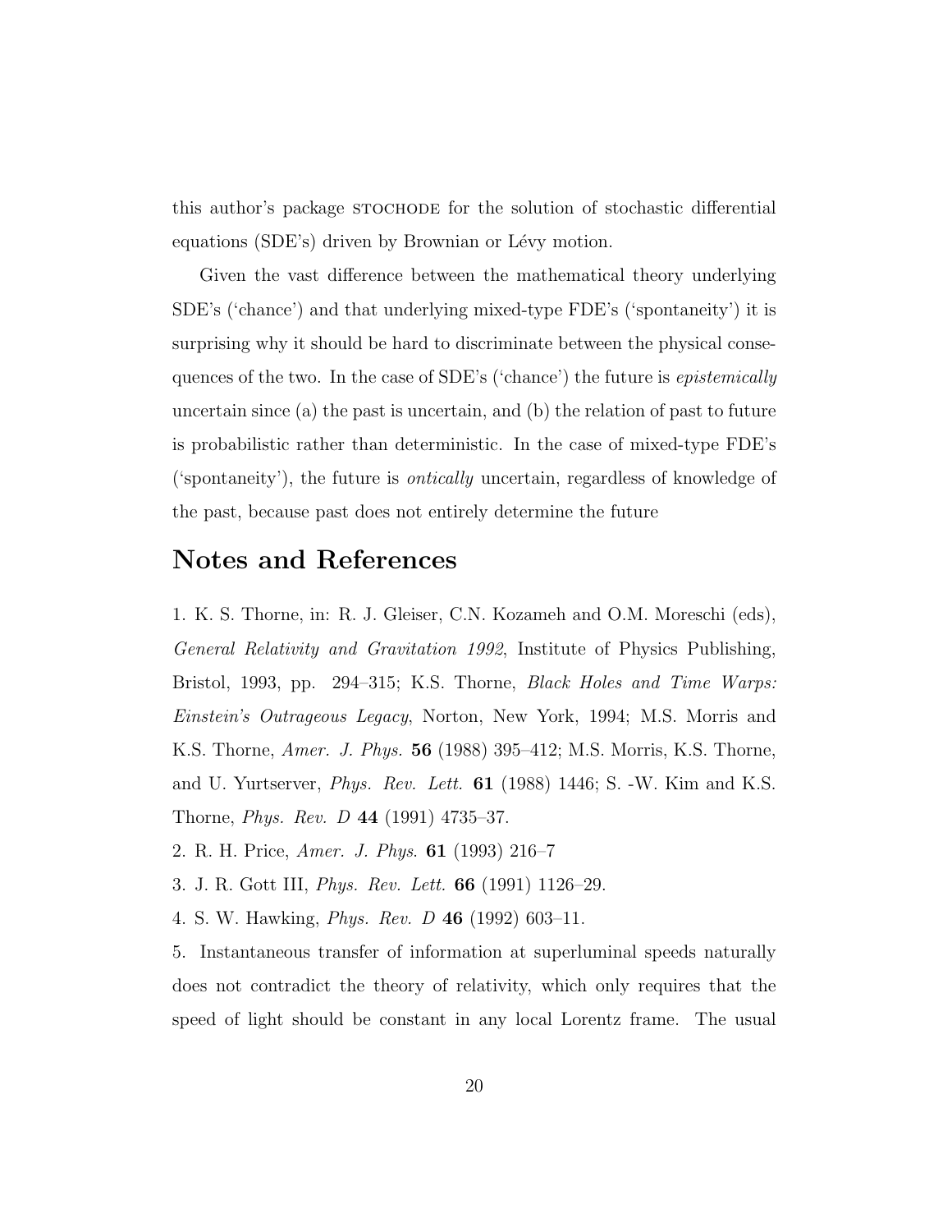this author's package STOCHODE for the solution of stochastic differential equations (SDE's) driven by Brownian or Lévy motion.

Given the vast difference between the mathematical theory underlying SDE's ('chance') and that underlying mixed-type FDE's ('spontaneity') it is surprising why it should be hard to discriminate between the physical consequences of the two. In the case of SDE's ('chance') the future is *epistemically* uncertain since (a) the past is uncertain, and (b) the relation of past to future is probabilistic rather than deterministic. In the case of mixed-type FDE's ('spontaneity'), the future is *ontically* uncertain, regardless of knowledge of the past, because past does not entirely determine the future

## Notes and References

1. K. S. Thorne, in: R. J. Gleiser, C.N. Kozameh and O.M. Moreschi (eds), *General Relativity and Gravitation 1992*, Institute of Physics Publishing, Bristol, 1993, pp. 294–315; K.S. Thorne, *Black Holes and Time Warps: Einstein's Outrageous Legacy*, Norton, New York, 1994; M.S. Morris and K.S. Thorne, *Amer. J. Phys.* **56** (1988) 395–412; M.S. Morris, K.S. Thorne, and U. Yurtserver, *Phys. Rev. Lett.* **61** (1988) 1446; S. -W. Kim and K.S. Thorne, *Phys. Rev. D* **44** (1991) 4735–37.

2. R. H. Price, *Amer. J. Phys.* **61** (1993) 216–7

3. J. R. Gott III, *Phys. Rev. Lett.* **66** (1991) 1126–29.

4. S. W. Hawking, *Phys. Rev. D* **46** (1992) 603–11.

5. Instantaneous transfer of information at superluminal speeds naturally does not contradict the theory of relativity, which only requires that the speed of light should be constant in any local Lorentz frame. The usual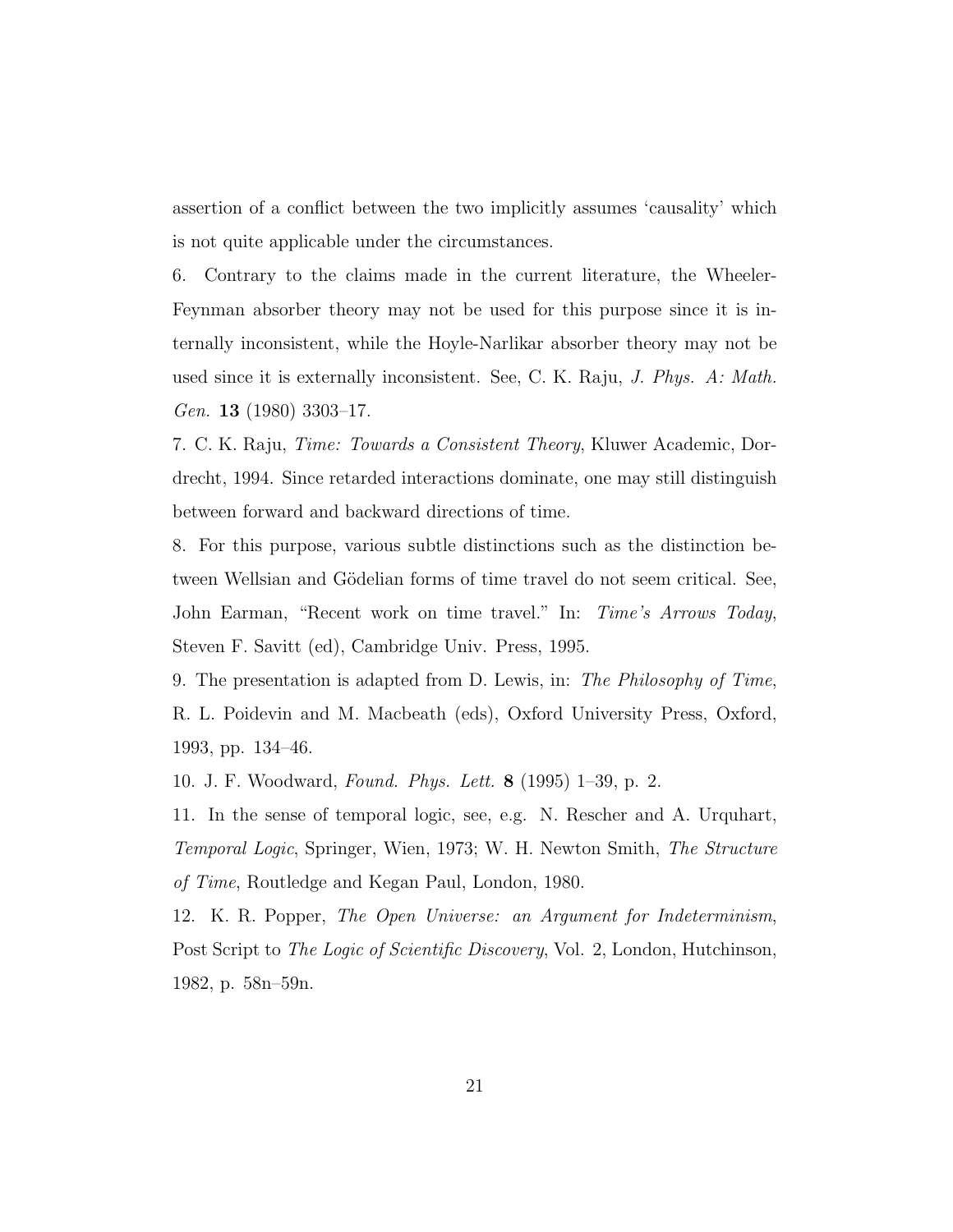assertion of a conflict between the two implicitly assumes 'causality' which is not quite applicable under the circumstances.

6. Contrary to the claims made in the current literature, the Wheeler-Feynman absorber theory may not be used for this purpose since it is internally inconsistent, while the Hoyle-Narlikar absorber theory may not be used since it is externally inconsistent. See, C. K. Raju, *J. Phys. A: Math. Gen.* **13** (1980) 3303–17.

7. C. K. Raju, *Time: Towards a Consistent Theory*, Kluwer Academic, Dordrecht, 1994. Since retarded interactions dominate, one may still distinguish between forward and backward directions of time.

8. For this purpose, various subtle distinctions such as the distinction between Wellsian and Gödelian forms of time travel do not seem critical. See, John Earman, "Recent work on time travel." In: *Time's Arrows Today*, Steven F. Savitt (ed), Cambridge Univ. Press, 1995.

9. The presentation is adapted from D. Lewis, in: *The Philosophy of Time*, R. L. Poidevin and M. Macbeath (eds), Oxford University Press, Oxford, 1993, pp. 134–46.

10. J. F. Woodward, *Found. Phys. Lett.* **8** (1995) 1–39, p. 2.

11. In the sense of temporal logic, see, e.g. N. Rescher and A. Urquhart, *Temporal Logic*, Springer, Wien, 1973; W. H. Newton Smith, *The Structure of Time*, Routledge and Kegan Paul, London, 1980.

12. K. R. Popper, *The Open Universe: an Argument for Indeterminism*, Post Script to *The Logic of Scientific Discovery*, Vol. 2, London, Hutchinson, 1982, p. 58n–59n.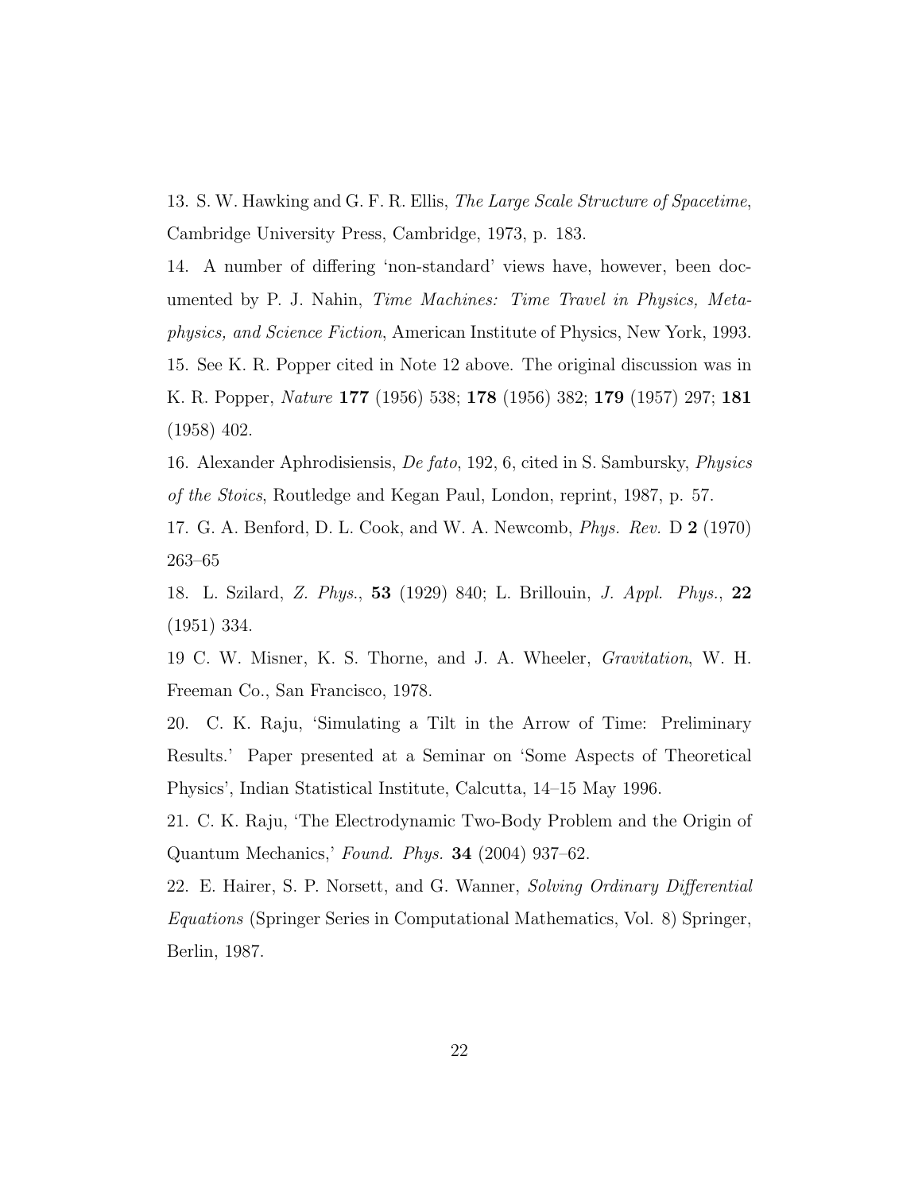13. S. W. Hawking and G. F. R. Ellis, *The Large Scale Structure of Spacetime*, Cambridge University Press, Cambridge, 1973, p. 183.

14. A number of differing 'non-standard' views have, however, been documented by P. J. Nahin, *Time Machines: Time Travel in Physics, Metaphysics, and Science Fiction*, American Institute of Physics, New York, 1993.

15. See K. R. Popper cited in Note 12 above. The original discussion was in K. R. Popper, *Nature* **177** (1956) 538; **178** (1956) 382; **179** (1957) 297; **181** (1958) 402.

16. Alexander Aphrodisiensis, *De fato*, 192, 6, cited in S. Sambursky, *Physics of the Stoics*, Routledge and Kegan Paul, London, reprint, 1987, p. 57.

17. G. A. Benford, D. L. Cook, and W. A. Newcomb, *Phys. Rev.* D **2** (1970) 263–65

18. L. Szilard, *Z. Phys.*, **53** (1929) 840; L. Brillouin, *J. Appl. Phys.*, **22** (1951) 334.

19 C. W. Misner, K. S. Thorne, and J. A. Wheeler, *Gravitation*, W. H. Freeman Co., San Francisco, 1978.

20. C. K. Raju, 'Simulating a Tilt in the Arrow of Time: Preliminary Results.' Paper presented at a Seminar on 'Some Aspects of Theoretical Physics', Indian Statistical Institute, Calcutta, 14–15 May 1996.

21. C. K. Raju, 'The Electrodynamic Two-Body Problem and the Origin of Quantum Mechanics,' *Found. Phys.* **34** (2004) 937–62.

22. E. Hairer, S. P. Norsett, and G. Wanner, *Solving Ordinary Differential Equations* (Springer Series in Computational Mathematics, Vol. 8) Springer, Berlin, 1987.